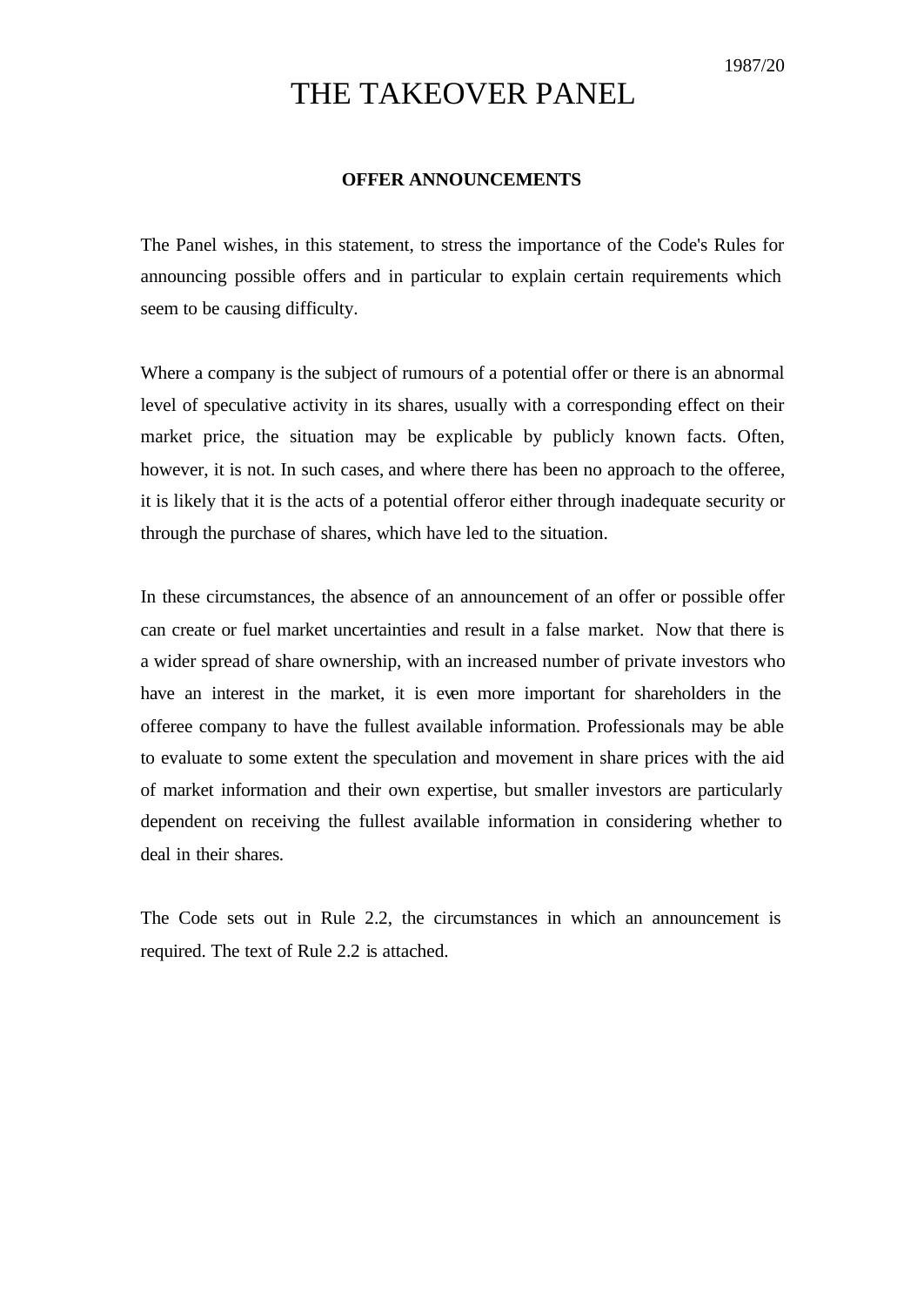1987/20

# THE TAKEOVER PANEL

## OFFER ANNOUNCEMENTS

The Panel wishes, in this statement, to stress the importance of the Code's Rules for announcing possible offers and in particular to explain certain requirements which seem to be causing difficulty.

Where a company is the subject of rumours of a potential offer or there is an abnormal level of speculative activity in its shares, usually with a corresponding effect on their market price, the situation may be explicable by publicly known facts. Often, however, it is not. In such cases, and where there has been no approach to the offeree, it is likely that it is the acts of a potential offeror either through inadequate security or through the purchase of shares, which have led to the situation.

In these circumstances, the absence of an announcement of an offer or possible offer can create or fuel market uncertainties and result in a false market. Now that there is a wider spread of share ownership, with an increased number of private investors who have an interest in the market, it is even more important for shareholders in the offeree company to have the fullest available information. Professionals may be able to evaluate to some extent the speculation and movement in share prices with the aid of market information and their own expertise, but smaller investors are particularly dependent on receiving the fullest available information in considering whether to deal in their shares.

The Code sets out in Rule 2.2, the circumstances in which an announcement is required. The text of Rule 2.2 is attached.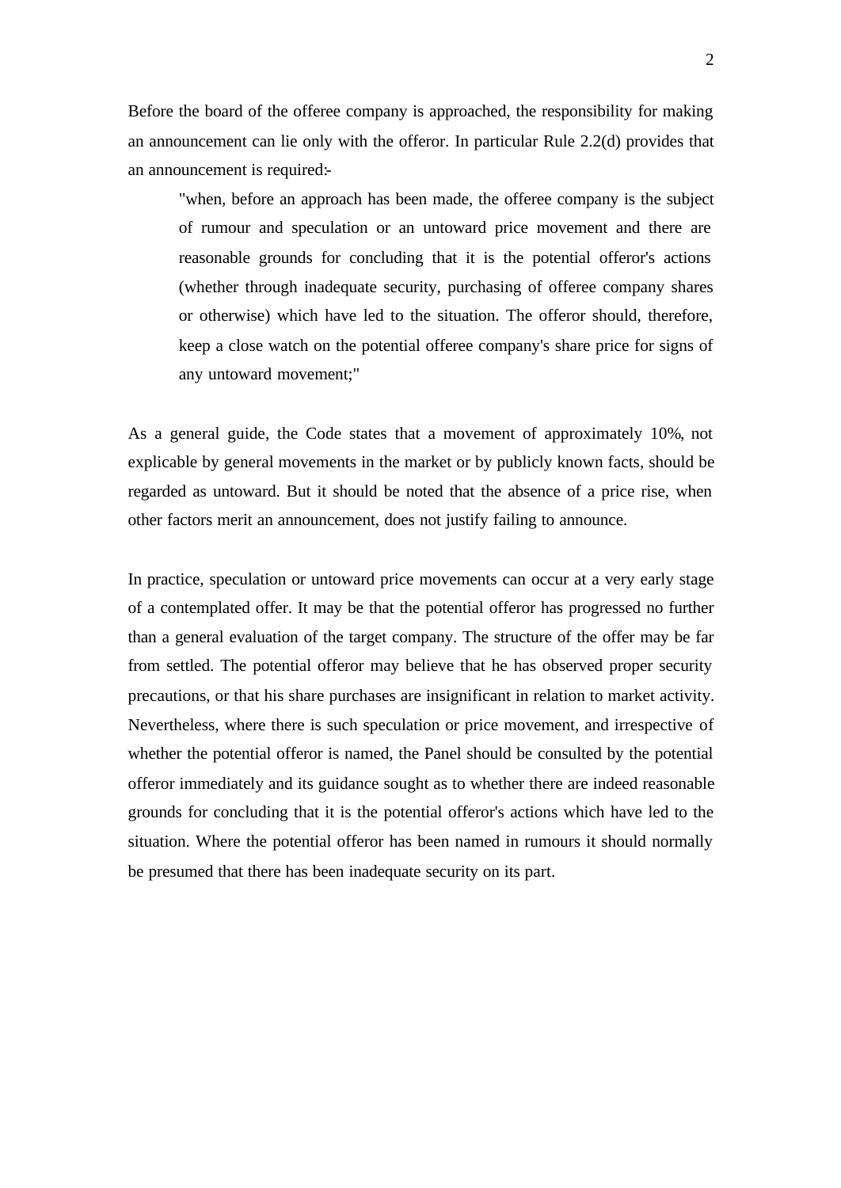Before the board of the offeree company is approached, the responsibility for making an announcement can lie only with the offeror. In particular Rule 2.2(d) provides that an announcement is required:-

> "when, before an approach has been made, the offeree company is the subject of rumour and speculation or an untoward price movement and there are reasonable grounds for concluding that it is the potential offeror's actions (whether through inadequate security, purchasing of offeree company shares or otherwise) which have led to the situation. The offeror should, therefore, keep a close watch on the potential offeree company's share price for signs of any untoward movement;"

As a general guide, the Code states that a movement of approximately 10%, not explicable by general movements in the market or by publicly known facts, should be regarded as untoward. But it should be noted that the absence of a price rise, when other factors merit an announcement, does not justify failing to announce.

In practice, speculation or untoward price movements can occur at a very early stage of a contemplated offer. It may be that the potential offeror has progressed no further than a general evaluation of the target company. The structure of the offer may be far from settled. The potential offeror may believe that he has observed proper security precautions, or that his share purchases are insignificant in relation to market activity. Nevertheless, where there is such speculation or price movement, and irrespective of whether the potential offeror is named, the Panel should be consulted by the potential offeror immediately and its guidance sought as to whether there are indeed reasonable grounds for concluding that it is the potential offeror's actions which have led to the situation. Where the potential offeror has been named in rumours it should normally be presumed that there has been inadequate security on its part.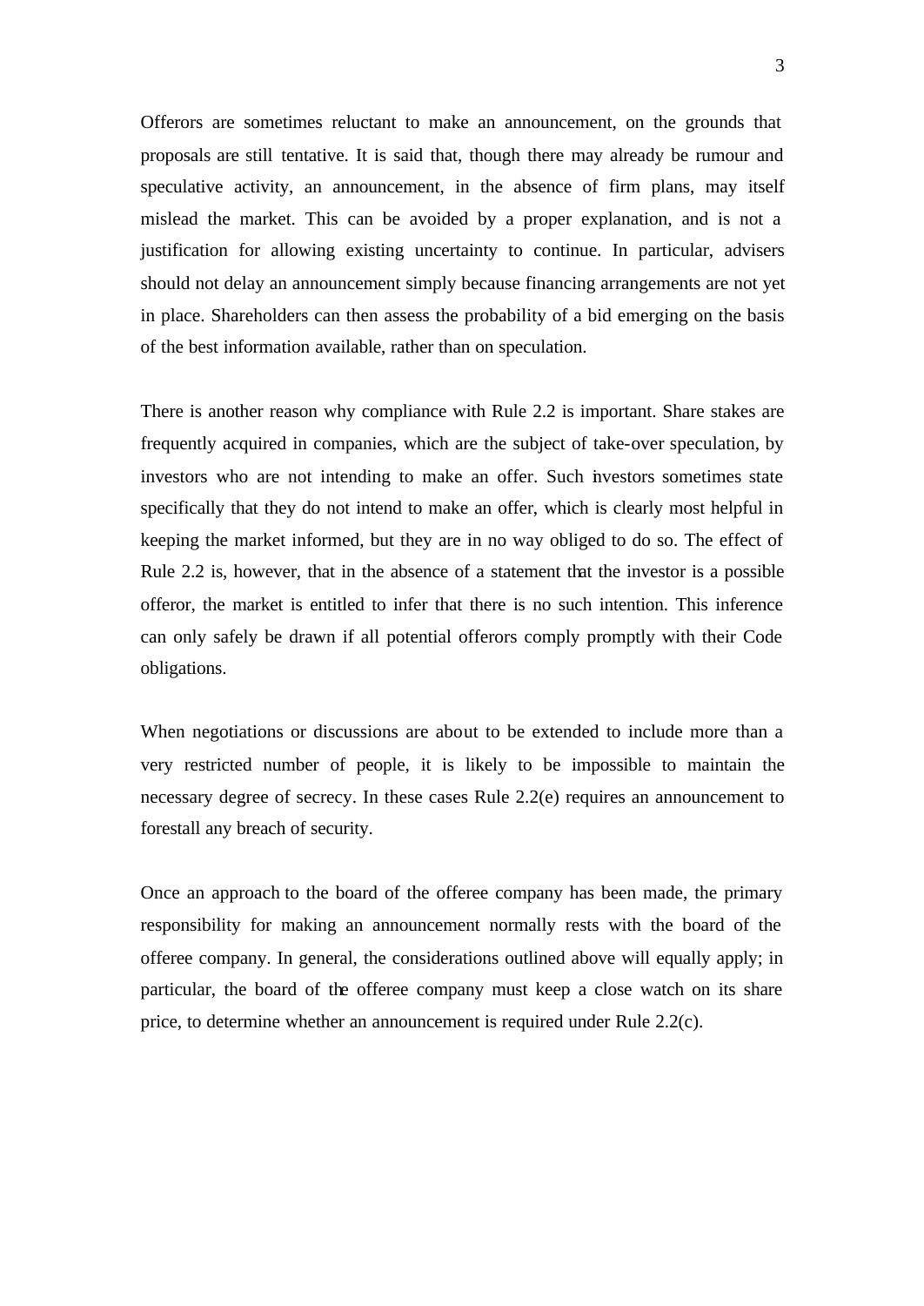Offerors are sometimes reluctant to make an announcement, on the grounds that proposals are still tentative. It is said that, though there may already be rumour and speculative activity, an announcement, in the absence of firm plans, may itself mislead the market. This can be avoided by a proper explanation, and is not a justification for allowing existing uncertainty to continue. In particular, advisers should not delay an announcement simply because financing arrangements are not yet in place. Shareholders can then assess the probability of a bid emerging on the basis of the best information available, rather than on speculation.

There is another reason why compliance with Rule 2.2 is important. Share stakes are frequently acquired in companies, which are the subject of take-over speculation, by investors who are not intending to make an offer. Such investors sometimes state specifically that they do not intend to make an offer, which is clearly most helpful in keeping the market informed, but they are in no way obliged to do so. The effect of Rule 2.2 is, however, that in the absence of a statement that the investor is a possible offeror, the market is entitled to infer that there is no such intention. This inference can only safely be drawn if all potential offerors comply promptly with their Code obligations.

When negotiations or discussions are about to be extended to include more than a very restricted number of people, it is likely to be impossible to maintain the necessary degree of secrecy. In these cases Rule 2.2(e) requires an announcement to forestall any breach of security.

Once an approach to the board of the offeree company has been made, the primary responsibility for making an announcement normally rests with the board of the offeree company. In general, the considerations outlined above will equally apply; in particular, the board of the offeree company must keep a close watch on its share price, to determine whether an announcement is required under Rule 2.2(c).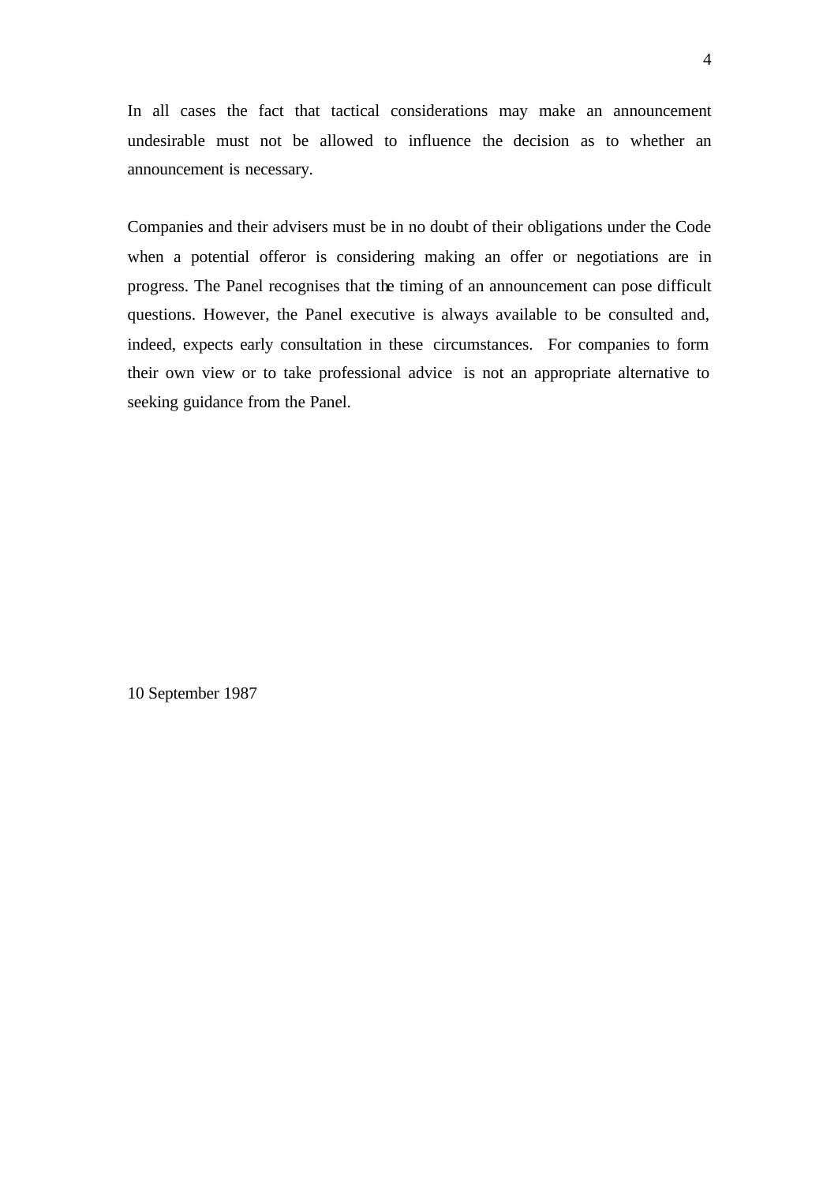In all cases the fact that tactical considerations may make an announcement undesirable must not be allowed to influence the decision as to whether an announcement is necessary.

Companies and their advisers must be in no doubt of their obligations under the Code when a potential offeror is considering making an offer or negotiations are in progress. The Panel recognises that the timing of an announcement can pose difficult questions. However, the Panel executive is always available to be consulted and, indeed, expects early consultation in these circumstances. For companies to form their own view or to take professional advice is not an appropriate alternative to seeking guidance from the Panel.

10 September 1987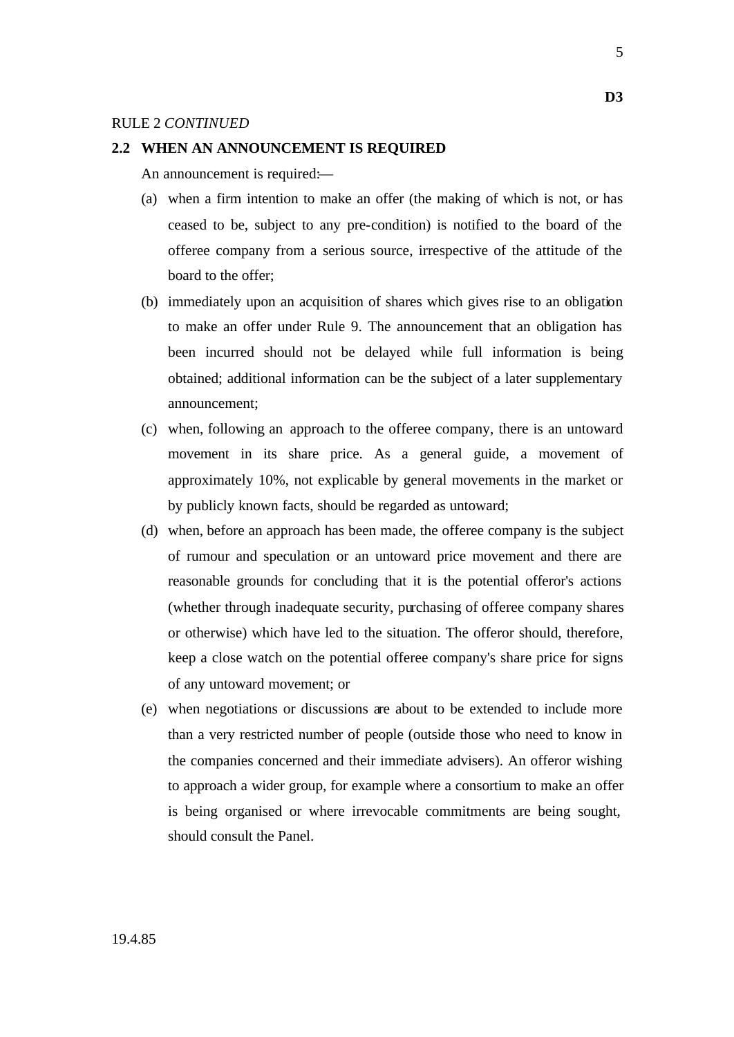RULE 2 *CONTINUED*

**2.2 WHEN AN ANNOUNCEMENT IS REQUIRED**

An announcement is required:—

(a) when a firm intention to make an offer (the making of which is not, or has ceased to be, subject to any pre-condition) is notified to the board of the offeree company from a serious source, irrespective of the attitude of the board to the offer;

(b) immediately upon an acquisition of shares which gives rise to an obligation to make an offer under Rule 9. The announcement that an obligation has been incurred should not be delayed while full information is being obtained; additional information can be the subject of a later supplementary announcement;

(c) when, following an approach to the offeree company, there is an untoward movement in its share price. As a general guide, a movement of approximately 10%, not explicable by general movements in the market or by publicly known facts, should be regarded as untoward;

(d) when, before an approach has been made, the offeree company is the subject of rumour and speculation or an untoward price movement and there are reasonable grounds for concluding that it is the potential offeror's actions (whether through inadequate security, purchasing of offeree company shares or otherwise) which have led to the situation. The offeror should, therefore, keep a close watch on the potential offeree company's share price for signs of any untoward movement; or

(e) when negotiations or discussions are about to be extended to include more than a very restricted number of people (outside those who need to know in the companies concerned and their immediate advisers). An offeror wishing to approach a wider group, for example where a consortium to make an offer is being organised or where irrevocable commitments are being sought, should consult the Panel.